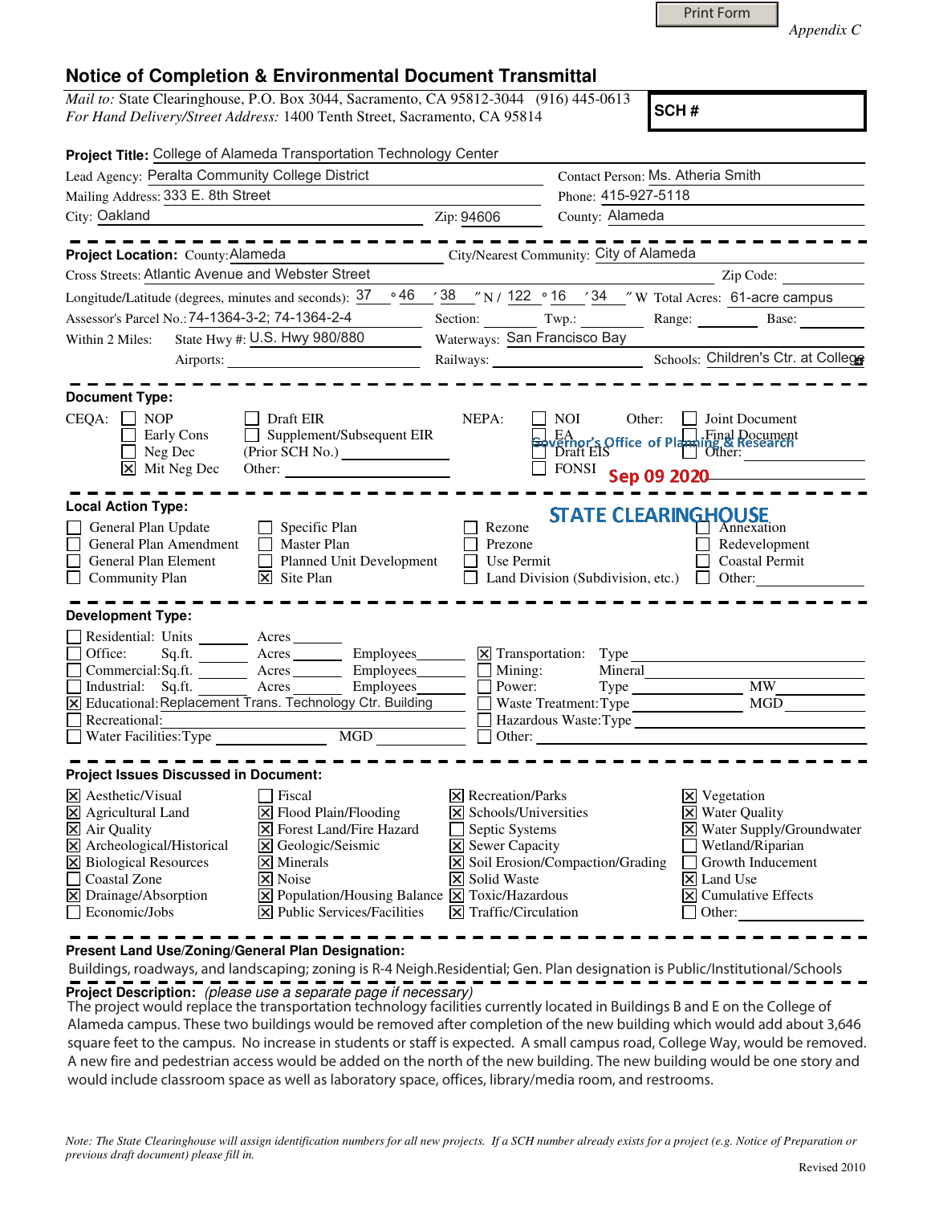Print Form

*Appendix C*

# Notice of Completion & Environmental Document Transmittal

*Mail to:* State Clearinghouse, P.O. Box 3044, Sacramento, CA 95812-3044 (916) 445-0613
*For Hand Delivery/Street Address:* 1400 Tenth Street, Sacramento, CA 95814

**SCH #**

**Project Title:** College of Alameda Transportation Technology Center

Lead Agency: Peralta Community College District — Contact Person: Ms. Atheria Smith

Mailing Address: 333 E. 8th Street — Phone: 415-927-5118

City: Oakland — Zip: 94606 — County: Alameda

---

**Project Location:** County: Alameda — City/Nearest Community: City of Alameda

Cross Streets: Atlantic Avenue and Webster Street — Zip Code:

Longitude/Latitude (degrees, minutes and seconds): 37 °46 ′38 ″N / 122 °16 ′34 ″W Total Acres: 61-acre campus

Assessor's Parcel No.: 74-1364-3-2; 74-1364-2-4 — Section: — Twp.: — Range: — Base:

Within 2 Miles: State Hwy #: U.S. Hwy 980/880 — Waterways: San Francisco Bay

Airports: — Railways: — Schools: Children's Ctr. at College

---

**Document Type:**

CEQA: ☐ NOP ☐ Early Cons ☐ Neg Dec ☒ Mit Neg Dec ☐ Draft EIR ☐ Supplement/Subsequent EIR (Prior SCH No.) ____ Other: ____

NEPA: ☐ NOI ☐ EA ☐ Draft EIS ☐ FONSI

Other: ☐ Joint Document ☐ Final Document ☐ Other:

Governor's Office of Planning & Research

Sep 09 2020

STATE CLEARINGHOUSE

---

**Local Action Type:**

☐ General Plan Update ☐ General Plan Amendment ☐ General Plan Element ☐ Community Plan ☐ Specific Plan ☐ Master Plan ☐ Planned Unit Development ☒ Site Plan ☐ Rezone ☐ Prezone ☐ Use Permit ☐ Land Division (Subdivision, etc.) ☐ Annexation ☐ Redevelopment ☐ Coastal Permit ☐ Other:

---

**Development Type:**

☐ Residential: Units ____ Acres ____
☐ Office: Sq.ft. ____ Acres ____ Employees ____
☐ Commercial: Sq.ft. ____ Acres ____ Employees ____
☐ Industrial: Sq.ft. ____ Acres ____ Employees ____
☒ Educational: Replacement Trans. Technology Ctr. Building
☐ Recreational:
☐ Water Facilities: Type ____ MGD ____
☒ Transportation: Type
☐ Mining: Mineral
☐ Power: Type ____ MW
☐ Waste Treatment: Type ____ MGD
☐ Hazardous Waste: Type
☐ Other:

---

**Project Issues Discussed in Document:**

☒ Aesthetic/Visual ☒ Agricultural Land ☒ Air Quality ☒ Archeological/Historical ☒ Biological Resources ☐ Coastal Zone ☒ Drainage/Absorption ☐ Economic/Jobs
☐ Fiscal ☒ Flood Plain/Flooding ☒ Forest Land/Fire Hazard ☒ Geologic/Seismic ☒ Minerals ☒ Noise ☒ Population/Housing Balance ☒ Public Services/Facilities
☒ Recreation/Parks ☒ Schools/Universities ☐ Septic Systems ☒ Sewer Capacity ☒ Soil Erosion/Compaction/Grading ☒ Solid Waste ☒ Toxic/Hazardous ☒ Traffic/Circulation
☒ Vegetation ☒ Water Quality ☒ Water Supply/Groundwater ☐ Wetland/Riparian ☐ Growth Inducement ☒ Land Use ☒ Cumulative Effects ☐ Other:

---

**Present Land Use/Zoning/General Plan Designation:**

Buildings, roadways, and landscaping; zoning is R-4 Neigh.Residential; Gen. Plan designation is Public/Institutional/Schools

**Project Description:** *(please use a separate page if necessary)*

The project would replace the transportation technology facilities currently located in Buildings B and E on the College of Alameda campus. These two buildings would be removed after completion of the new building which would add about 3,646 square feet to the campus. No increase in students or staff is expected. A small campus road, College Way, would be removed. A new fire and pedestrian access would be added on the north of the new building. The new building would be one story and would include classroom space as well as laboratory space, offices, library/media room, and restrooms.

*Note: The State Clearinghouse will assign identification numbers for all new projects. If a SCH number already exists for a project (e.g. Notice of Preparation or previous draft document) please fill in.*

Revised 2010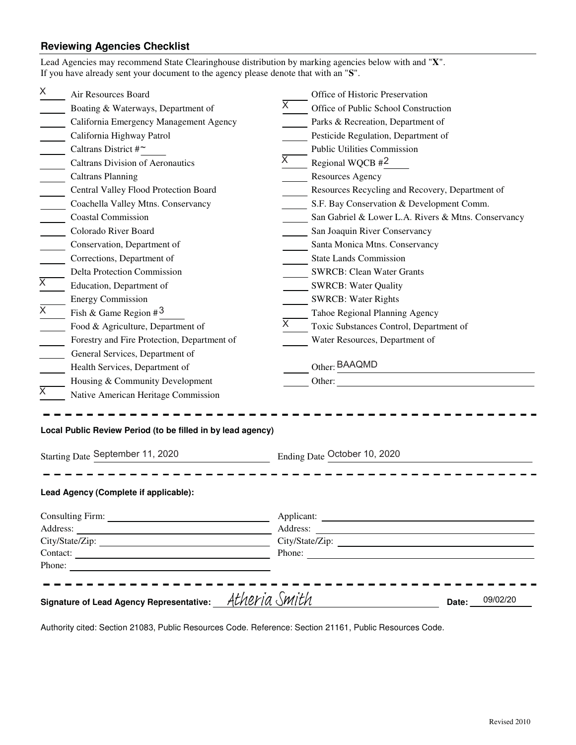### Reviewing Agencies Checklist

Lead Agencies may recommend State Clearinghouse distribution by marking agencies below with and "**X**".
If you have already sent your document to the agency please denote that with an "**S**".

| | | | |
|---|---|---|---|
| X | Air Resources Board | | Office of Historic Preservation |
| | Boating & Waterways, Department of | X | Office of Public School Construction |
| | California Emergency Management Agency | | Parks & Recreation, Department of |
| | California Highway Patrol | | Pesticide Regulation, Department of |
| | Caltrans District # ~ | | Public Utilities Commission |
| | Caltrans Division of Aeronautics | X | Regional WQCB # 2 |
| | Caltrans Planning | | Resources Agency |
| | Central Valley Flood Protection Board | | Resources Recycling and Recovery, Department of |
| | Coachella Valley Mtns. Conservancy | | S.F. Bay Conservation & Development Comm. |
| | Coastal Commission | | San Gabriel & Lower L.A. Rivers & Mtns. Conservancy |
| | Colorado River Board | | San Joaquin River Conservancy |
| | Conservation, Department of | | Santa Monica Mtns. Conservancy |
| | Corrections, Department of | | State Lands Commission |
| | Delta Protection Commission | | SWRCB: Clean Water Grants |
| X | Education, Department of | | SWRCB: Water Quality |
| | Energy Commission | | SWRCB: Water Rights |
| X | Fish & Game Region # 3 | | Tahoe Regional Planning Agency |
| | Food & Agriculture, Department of | X | Toxic Substances Control, Department of |
| | Forestry and Fire Protection, Department of | | Water Resources, Department of |
| | General Services, Department of | | |
| | Health Services, Department of | | Other: BAAQMD |
| | Housing & Community Development | | Other: |
| X | Native American Heritage Commission | | |

**Local Public Review Period (to be filled in by lead agency)**

Starting Date September 11, 2020 Ending Date October 10, 2020

**Lead Agency (Complete if applicable):**

| | |
|---|---|
| Consulting Firm: | Applicant: |
| Address: | Address: |
| City/State/Zip: | City/State/Zip: |
| Contact: | Phone: |
| Phone: | |

**Signature of Lead Agency Representative:** Atheria Smith **Date:** 09/02/20

Authority cited: Section 21083, Public Resources Code. Reference: Section 21161, Public Resources Code.

Revised 2010